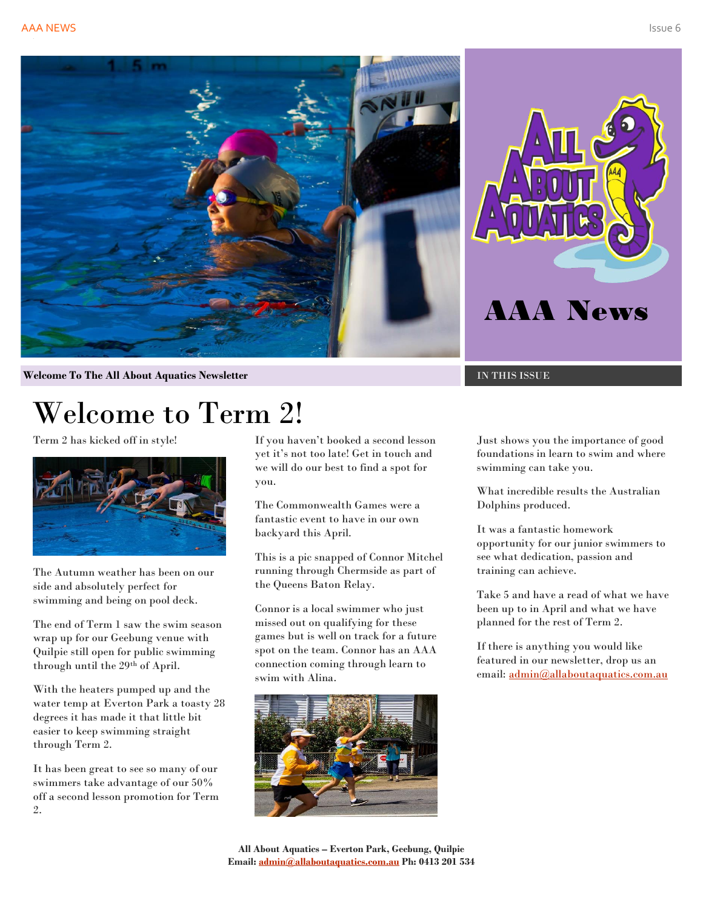# AAA News

**Welcome To The All About Aquatics Newsletter**

IN THIS ISSUE

# Welcome to Term 2!

Term 2 has kicked off in style!

The Autumn weather has been on our side and absolutely perfect for swimming and being on pool deck.

The end of Term 1 saw the swim season wrap up for our Geebung venue with Quilpie still open for public swimming through until the 29th of April.

With the heaters pumped up and the water temp at Everton Park a toasty 28 degrees it has made it that little bit easier to keep swimming straight through Term 2.

It has been great to see so many of our swimmers take advantage of our 50% off a second lesson promotion for Term 2.

If you haven't booked a second lesson yet it's not too late! Get in touch and we will do our best to find a spot for you.

The Commonwealth Games were a fantastic event to have in our own backyard this April.

This is a pic snapped of Connor Mitchel running through Chermside as part of the Queens Baton Relay.

Connor is a local swimmer who just missed out on qualifying for these games but is well on track for a future spot on the team. Connor has an AAA connection coming through learn to swim with Alina.

Just shows you the importance of good foundations in learn to swim and where swimming can take you.

What incredible results the Australian Dolphins produced.

It was a fantastic homework opportunity for our junior swimmers to see what dedication, passion and training can achieve.

Take 5 and have a read of what we have been up to in April and what we have planned for the rest of Term 2.

If there is anything you would like featured in our newsletter, drop us an email: admin@allaboutaquatics.com.au

**All About Aquatics – Everton Park, Geebung, Quilpie**
**Email: admin@allaboutaquatics.com.au Ph: 0413 201 534**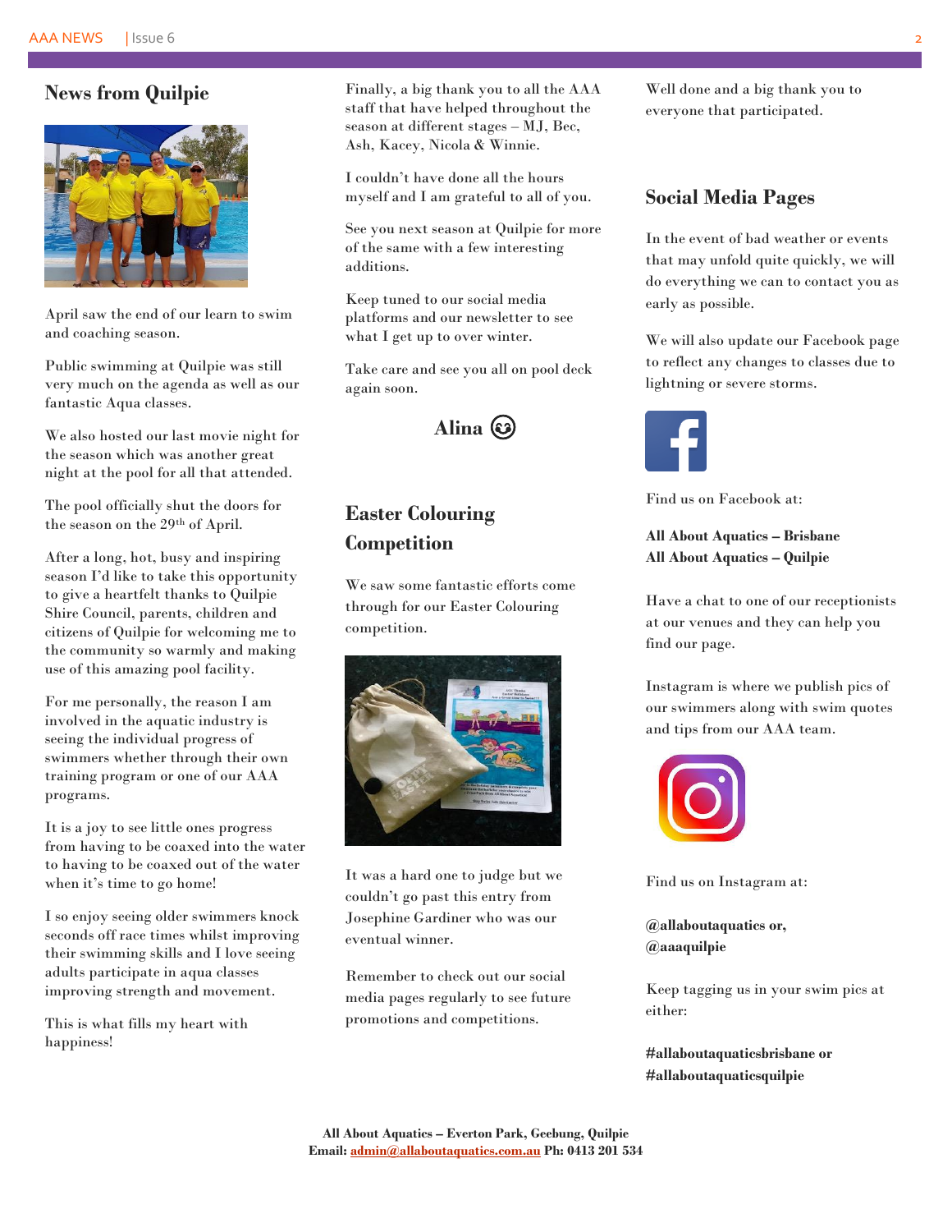## News from Quilpie

April saw the end of our learn to swim and coaching season.

Public swimming at Quilpie was still very much on the agenda as well as our fantastic Aqua classes.

We also hosted our last movie night for the season which was another great night at the pool for all that attended.

The pool officially shut the doors for the season on the 29th of April.

After a long, hot, busy and inspiring season I'd like to take this opportunity to give a heartfelt thanks to Quilpie Shire Council, parents, children and citizens of Quilpie for welcoming me to the community so warmly and making use of this amazing pool facility.

For me personally, the reason I am involved in the aquatic industry is seeing the individual progress of swimmers whether through their own training program or one of our AAA programs.

It is a joy to see little ones progress from having to be coaxed into the water to having to be coaxed out of the water when it's time to go home!

I so enjoy seeing older swimmers knock seconds off race times whilst improving their swimming skills and I love seeing adults participate in aqua classes improving strength and movement.

This is what fills my heart with happiness!

Finally, a big thank you to all the AAA staff that have helped throughout the season at different stages – MJ, Bec, Ash, Kacey, Nicola & Winnie.

I couldn't have done all the hours myself and I am grateful to all of you.

See you next season at Quilpie for more of the same with a few interesting additions.

Keep tuned to our social media platforms and our newsletter to see what I get up to over winter.

Take care and see you all on pool deck again soon.

**Alina** ☺

## Easter Colouring Competition

We saw some fantastic efforts come through for our Easter Colouring competition.

It was a hard one to judge but we couldn't go past this entry from Josephine Gardiner who was our eventual winner.

Remember to check out our social media pages regularly to see future promotions and competitions.

Well done and a big thank you to everyone that participated.

## Social Media Pages

In the event of bad weather or events that may unfold quite quickly, we will do everything we can to contact you as early as possible.

We will also update our Facebook page to reflect any changes to classes due to lightning or severe storms.

Find us on Facebook at:

**All About Aquatics – Brisbane**
**All About Aquatics – Quilpie**

Have a chat to one of our receptionists at our venues and they can help you find our page.

Instagram is where we publish pics of our swimmers along with swim quotes and tips from our AAA team.

Find us on Instagram at:

**@allaboutaquatics or,**
**@aaaquilpie**

Keep tagging us in your swim pics at either:

**#allaboutaquaticsbrisbane or**
**#allaboutaquaticsquilpie**

**All About Aquatics – Everton Park, Geebung, Quilpie**
**Email: admin@allaboutaquatics.com.au Ph: 0413 201 534**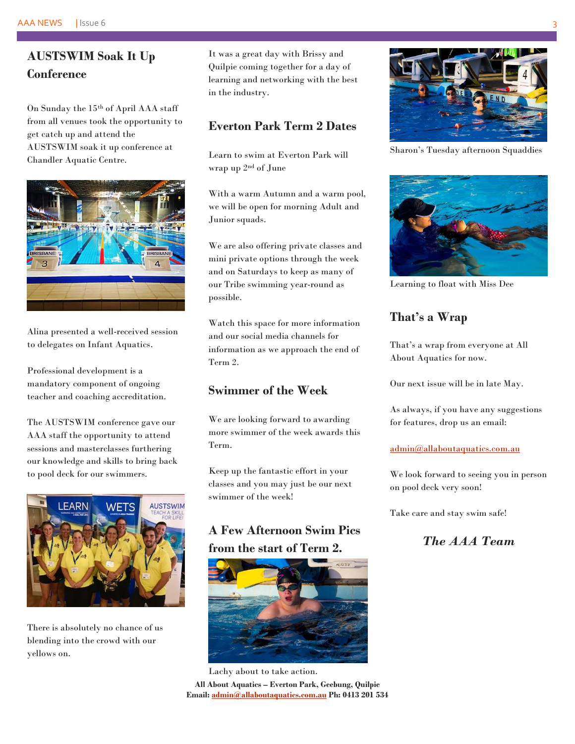## AUSTSWIM Soak It Up Conference

On Sunday the 15th of April AAA staff from all venues took the opportunity to get catch up and attend the AUSTSWIM soak it up conference at Chandler Aquatic Centre.

Alina presented a well-received session to delegates on Infant Aquatics.

Professional development is a mandatory component of ongoing teacher and coaching accreditation.

The AUSTSWIM conference gave our AAA staff the opportunity to attend sessions and masterclasses furthering our knowledge and skills to bring back to pool deck for our swimmers.

There is absolutely no chance of us blending into the crowd with our yellows on.

It was a great day with Brissy and Quilpie coming together for a day of learning and networking with the best in the industry.

## Everton Park Term 2 Dates

Learn to swim at Everton Park will wrap up 2nd of June

With a warm Autumn and a warm pool, we will be open for morning Adult and Junior squads.

We are also offering private classes and mini private options through the week and on Saturdays to keep as many of our Tribe swimming year-round as possible.

Watch this space for more information and our social media channels for information as we approach the end of Term 2.

## Swimmer of the Week

We are looking forward to awarding more swimmer of the week awards this Term.

Keep up the fantastic effort in your classes and you may just be our next swimmer of the week!

## A Few Afternoon Swim Pics from the start of Term 2.

Lachy about to take action.

Sharon's Tuesday afternoon Squaddies

Learning to float with Miss Dee

## That's a Wrap

That's a wrap from everyone at All About Aquatics for now.

Our next issue will be in late May.

As always, if you have any suggestions for features, drop us an email:

admin@allaboutaquatics.com.au

We look forward to seeing you in person on pool deck very soon!

Take care and stay swim safe!

***The AAA Team***

**All About Aquatics – Everton Park, Geebung, Quilpie**
**Email: admin@allaboutaquatics.com.au Ph: 0413 201 534**